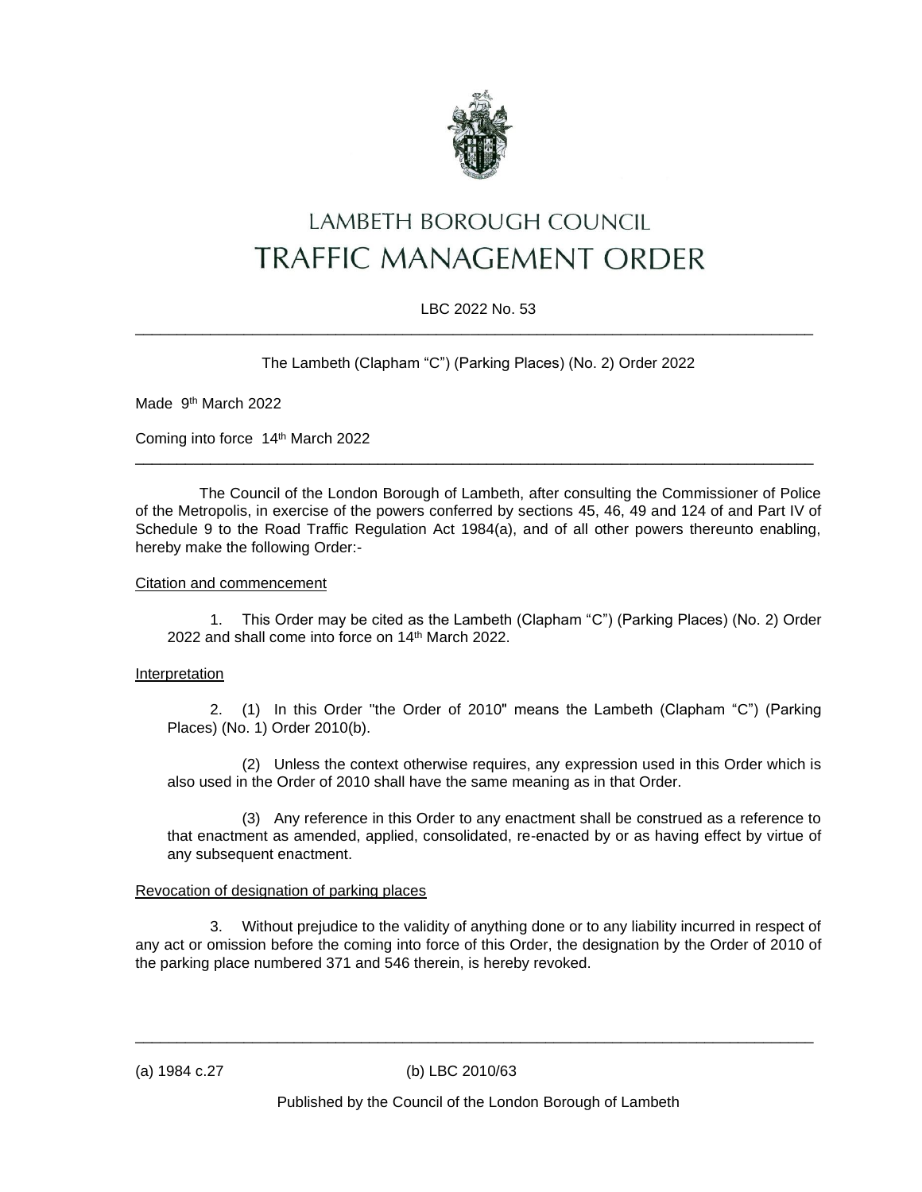# LAMBETH BOROUGH COUNCIL
# TRAFFIC MANAGEMENT ORDER

LBC 2022 No. 53

---

The Lambeth (Clapham "C") (Parking Places) (No. 2) Order 2022

Made 9th March 2022

Coming into force 14th March 2022

---

The Council of the London Borough of Lambeth, after consulting the Commissioner of Police of the Metropolis, in exercise of the powers conferred by sections 45, 46, 49 and 124 of and Part IV of Schedule 9 to the Road Traffic Regulation Act 1984(a), and of all other powers thereunto enabling, hereby make the following Order:-

Citation and commencement

1. This Order may be cited as the Lambeth (Clapham "C") (Parking Places) (No. 2) Order 2022 and shall come into force on 14th March 2022.

Interpretation

2. (1) In this Order "the Order of 2010" means the Lambeth (Clapham "C") (Parking Places) (No. 1) Order 2010(b).

(2) Unless the context otherwise requires, any expression used in this Order which is also used in the Order of 2010 shall have the same meaning as in that Order.

(3) Any reference in this Order to any enactment shall be construed as a reference to that enactment as amended, applied, consolidated, re-enacted by or as having effect by virtue of any subsequent enactment.

Revocation of designation of parking places

3. Without prejudice to the validity of anything done or to any liability incurred in respect of any act or omission before the coming into force of this Order, the designation by the Order of 2010 of the parking place numbered 371 and 546 therein, is hereby revoked.

---

(a) 1984 c.27 (b) LBC 2010/63

Published by the Council of the London Borough of Lambeth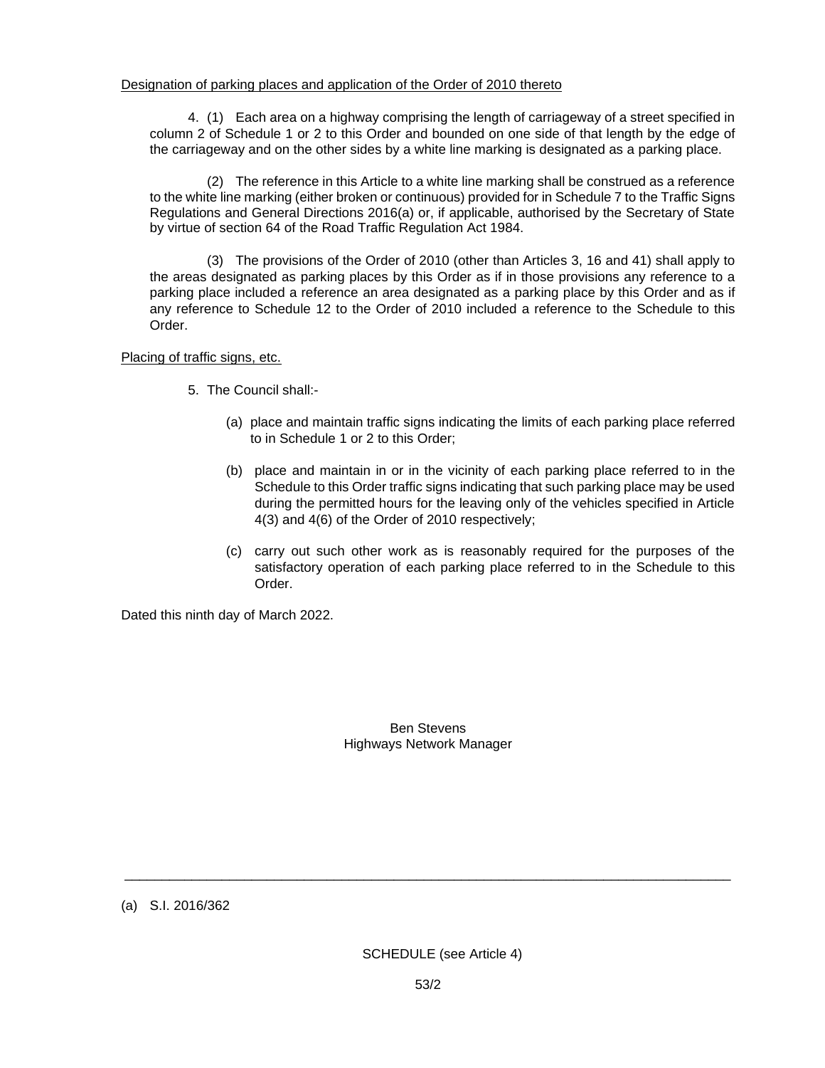Designation of parking places and application of the Order of 2010 thereto

4. (1) Each area on a highway comprising the length of carriageway of a street specified in column 2 of Schedule 1 or 2 to this Order and bounded on one side of that length by the edge of the carriageway and on the other sides by a white line marking is designated as a parking place.

(2) The reference in this Article to a white line marking shall be construed as a reference to the white line marking (either broken or continuous) provided for in Schedule 7 to the Traffic Signs Regulations and General Directions 2016(a) or, if applicable, authorised by the Secretary of State by virtue of section 64 of the Road Traffic Regulation Act 1984.

(3) The provisions of the Order of 2010 (other than Articles 3, 16 and 41) shall apply to the areas designated as parking places by this Order as if in those provisions any reference to a parking place included a reference an area designated as a parking place by this Order and as if any reference to Schedule 12 to the Order of 2010 included a reference to the Schedule to this Order.

Placing of traffic signs, etc.

5. The Council shall:-

(a) place and maintain traffic signs indicating the limits of each parking place referred to in Schedule 1 or 2 to this Order;

(b) place and maintain in or in the vicinity of each parking place referred to in the Schedule to this Order traffic signs indicating that such parking place may be used during the permitted hours for the leaving only of the vehicles specified in Article 4(3) and 4(6) of the Order of 2010 respectively;

(c) carry out such other work as is reasonably required for the purposes of the satisfactory operation of each parking place referred to in the Schedule to this Order.

Dated this ninth day of March 2022.

Ben Stevens
Highways Network Manager

---

(a) S.I. 2016/362

SCHEDULE (see Article 4)

53/2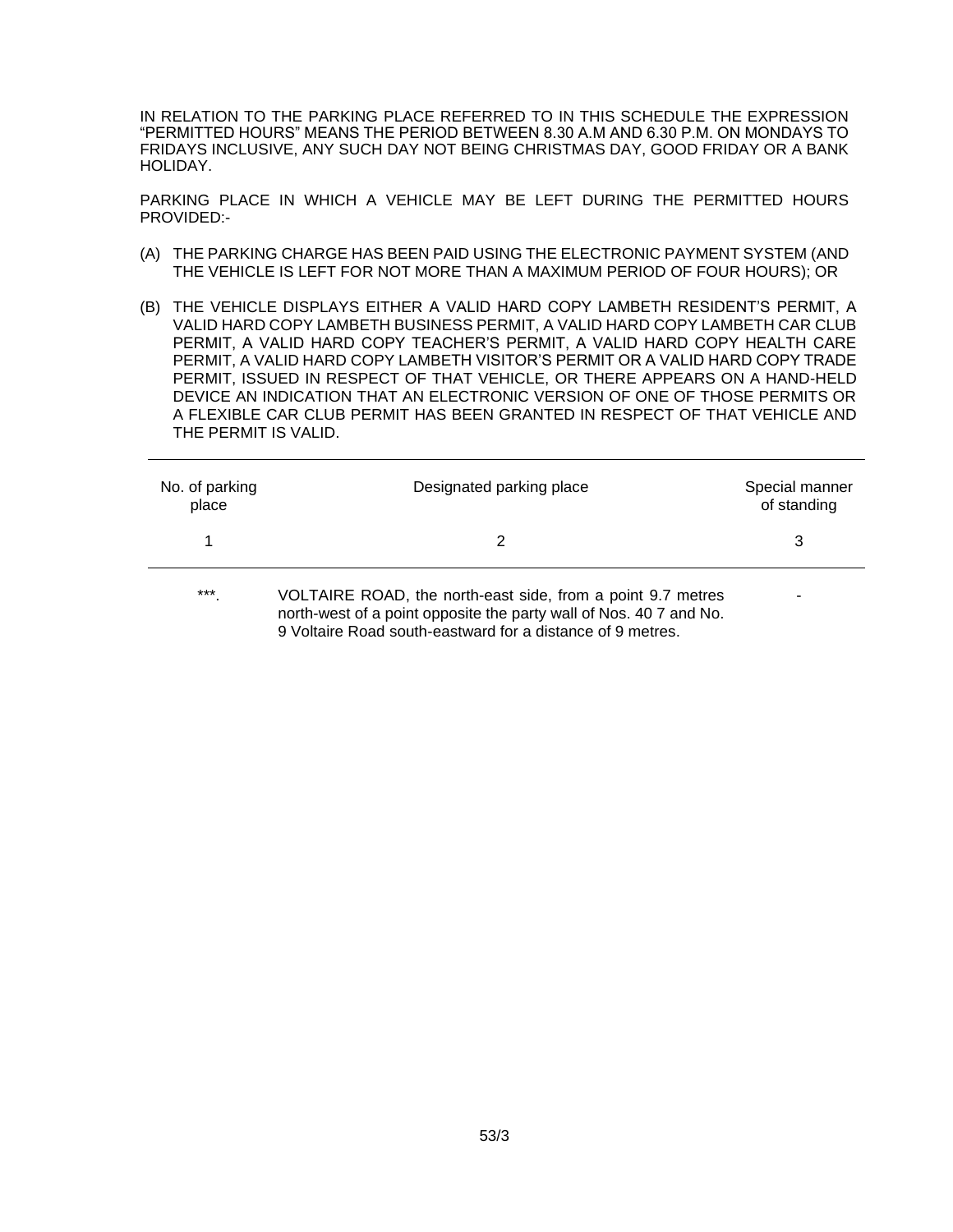IN RELATION TO THE PARKING PLACE REFERRED TO IN THIS SCHEDULE THE EXPRESSION "PERMITTED HOURS" MEANS THE PERIOD BETWEEN 8.30 A.M AND 6.30 P.M. ON MONDAYS TO FRIDAYS INCLUSIVE, ANY SUCH DAY NOT BEING CHRISTMAS DAY, GOOD FRIDAY OR A BANK HOLIDAY.

PARKING PLACE IN WHICH A VEHICLE MAY BE LEFT DURING THE PERMITTED HOURS PROVIDED:-

(A) THE PARKING CHARGE HAS BEEN PAID USING THE ELECTRONIC PAYMENT SYSTEM (AND THE VEHICLE IS LEFT FOR NOT MORE THAN A MAXIMUM PERIOD OF FOUR HOURS); OR

(B) THE VEHICLE DISPLAYS EITHER A VALID HARD COPY LAMBETH RESIDENT'S PERMIT, A VALID HARD COPY LAMBETH BUSINESS PERMIT, A VALID HARD COPY LAMBETH CAR CLUB PERMIT, A VALID HARD COPY TEACHER'S PERMIT, A VALID HARD COPY HEALTH CARE PERMIT, A VALID HARD COPY LAMBETH VISITOR'S PERMIT OR A VALID HARD COPY TRADE PERMIT, ISSUED IN RESPECT OF THAT VEHICLE, OR THERE APPEARS ON A HAND-HELD DEVICE AN INDICATION THAT AN ELECTRONIC VERSION OF ONE OF THOSE PERMITS OR A FLEXIBLE CAR CLUB PERMIT HAS BEEN GRANTED IN RESPECT OF THAT VEHICLE AND THE PERMIT IS VALID.

| No. of parking place | Designated parking place | Special manner of standing |
|---|---|---|
| 1 | 2 | 3 |
| ***. | VOLTAIRE ROAD, the north-east side, from a point 9.7 metres north-west of a point opposite the party wall of Nos. 40 7 and No. 9 Voltaire Road south-eastward for a distance of 9 metres. | - |